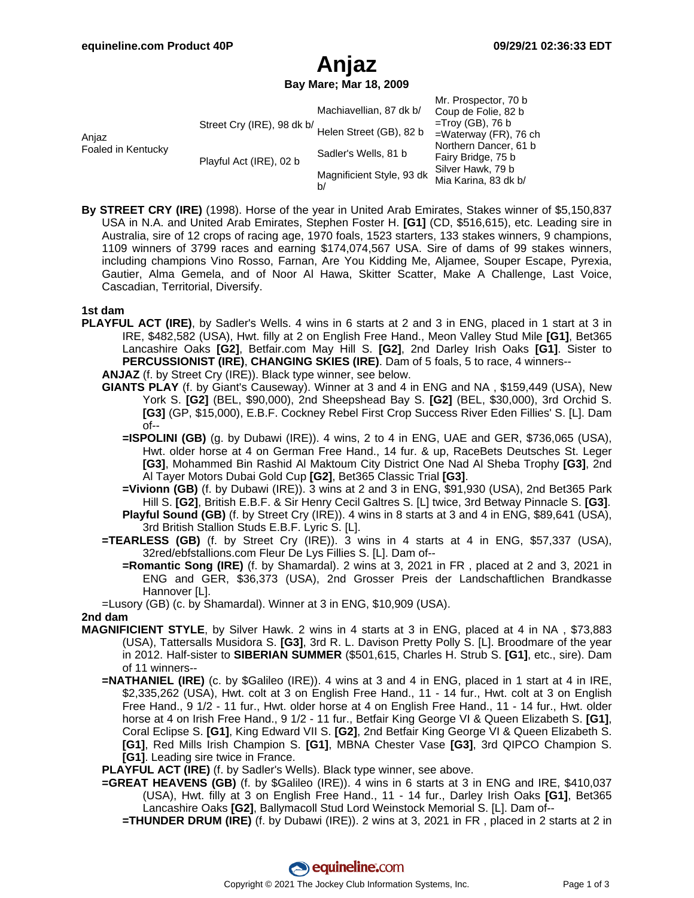equineline.com Product 40P

09/29/21 02:36:33 EDT

# Anjaz

**Bay Mare; Mar 18, 2009**

| | | | |
|---|---|---|---|
| Anjaz<br>Foaled in Kentucky | Street Cry (IRE), 98 dk b/ | Machiavellian, 87 dk b/ | Mr. Prospector, 70 b |
| | | | Coup de Folie, 82 b |
| | | Helen Street (GB), 82 b | =Troy (GB), 76 b |
| | | | =Waterway (FR), 76 ch |
| | Playful Act (IRE), 02 b | Sadler's Wells, 81 b | Northern Dancer, 61 b |
| | | | Fairy Bridge, 75 b |
| | | Magnificient Style, 93 dk b/ | Silver Hawk, 79 b |
| | | | Mia Karina, 83 dk b/ |

**By STREET CRY (IRE)** (1998). Horse of the year in United Arab Emirates, Stakes winner of $5,150,837 USA in N.A. and United Arab Emirates, Stephen Foster H. **[G1]** (CD, $516,615), etc. Leading sire in Australia, sire of 12 crops of racing age, 1970 foals, 1523 starters, 133 stakes winners, 9 champions, 1109 winners of 3799 races and earning $174,074,567 USA. Sire of dams of 99 stakes winners, including champions Vino Rosso, Farnan, Are You Kidding Me, Aljamee, Souper Escape, Pyrexia, Gautier, Alma Gemela, and of Noor Al Hawa, Skitter Scatter, Make A Challenge, Last Voice, Cascadian, Territorial, Diversify.

**1st dam**

**PLAYFUL ACT (IRE)**, by Sadler's Wells. 4 wins in 6 starts at 2 and 3 in ENG, placed in 1 start at 3 in IRE, $482,582 (USA), Hwt. filly at 2 on English Free Hand., Meon Valley Stud Mile **[G1]**, Bet365 Lancashire Oaks **[G2]**, Betfair.com May Hill S. **[G2]**, 2nd Darley Irish Oaks **[G1]**. Sister to **PERCUSSIONIST (IRE)**, **CHANGING SKIES (IRE)**. Dam of 5 foals, 5 to race, 4 winners--

- **ANJAZ** (f. by Street Cry (IRE)). Black type winner, see below.
- **GIANTS PLAY** (f. by Giant's Causeway). Winner at 3 and 4 in ENG and NA , $159,449 (USA), New York S. **[G2]** (BEL, $90,000), 2nd Sheepshead Bay S. **[G2]** (BEL, $30,000), 3rd Orchid S. **[G3]** (GP, $15,000), E.B.F. Cockney Rebel First Crop Success River Eden Fillies' S. [L]. Dam of--
  - **=ISPOLINI (GB)** (g. by Dubawi (IRE)). 4 wins, 2 to 4 in ENG, UAE and GER, $736,065 (USA), Hwt. older horse at 4 on German Free Hand., 14 fur. & up, RaceBets Deutsches St. Leger **[G3]**, Mohammed Bin Rashid Al Maktoum City District One Nad Al Sheba Trophy **[G3]**, 2nd Al Tayer Motors Dubai Gold Cup **[G2]**, Bet365 Classic Trial **[G3]**.
  - **=Vivionn (GB)** (f. by Dubawi (IRE)). 3 wins at 2 and 3 in ENG, $91,930 (USA), 2nd Bet365 Park Hill S. **[G2]**, British E.B.F. & Sir Henry Cecil Galtres S. [L] twice, 3rd Betway Pinnacle S. **[G3]**.
  - **Playful Sound (GB)** (f. by Street Cry (IRE)). 4 wins in 8 starts at 3 and 4 in ENG, $89,641 (USA), 3rd British Stallion Studs E.B.F. Lyric S. [L].
- **=TEARLESS (GB)** (f. by Street Cry (IRE)). 3 wins in 4 starts at 4 in ENG, $57,337 (USA), 32red/ebfstallions.com Fleur De Lys Fillies S. [L]. Dam of--
  - **=Romantic Song (IRE)** (f. by Shamardal). 2 wins at 3, 2021 in FR , placed at 2 and 3, 2021 in ENG and GER, $36,373 (USA), 2nd Grosser Preis der Landschaftlichen Brandkasse Hannover [L].
- =Lusory (GB) (c. by Shamardal). Winner at 3 in ENG, $10,909 (USA).

**2nd dam**

**MAGNIFICIENT STYLE**, by Silver Hawk. 2 wins in 4 starts at 3 in ENG, placed at 4 in NA , $73,883 (USA), Tattersalls Musidora S. **[G3]**, 3rd R. L. Davison Pretty Polly S. [L]. Broodmare of the year in 2012. Half-sister to **SIBERIAN SUMMER** ($501,615, Charles H. Strub S. **[G1]**, etc., sire). Dam of 11 winners--

- **=NATHANIEL (IRE)** (c. by $Galileo (IRE)). 4 wins at 3 and 4 in ENG, placed in 1 start at 4 in IRE, $2,335,262 (USA), Hwt. colt at 3 on English Free Hand., 11 - 14 fur., Hwt. colt at 3 on English Free Hand., 9 1/2 - 11 fur., Hwt. older horse at 4 on English Free Hand., 11 - 14 fur., Hwt. older horse at 4 on Irish Free Hand., 9 1/2 - 11 fur., Betfair King George VI & Queen Elizabeth S. **[G1]**, Coral Eclipse S. **[G1]**, King Edward VII S. **[G2]**, 2nd Betfair King George VI & Queen Elizabeth S. **[G1]**, Red Mills Irish Champion S. **[G1]**, MBNA Chester Vase **[G3]**, 3rd QIPCO Champion S. **[G1]**. Leading sire twice in France.
- **PLAYFUL ACT (IRE)** (f. by Sadler's Wells). Black type winner, see above.
- **=GREAT HEAVENS (GB)** (f. by $Galileo (IRE)). 4 wins in 6 starts at 3 in ENG and IRE, $410,037 (USA), Hwt. filly at 3 on English Free Hand., 11 - 14 fur., Darley Irish Oaks **[G1]**, Bet365 Lancashire Oaks **[G2]**, Ballymacoll Stud Lord Weinstock Memorial S. [L]. Dam of--
  - **=THUNDER DRUM (IRE)** (f. by Dubawi (IRE)). 2 wins at 3, 2021 in FR , placed in 2 starts at 2 in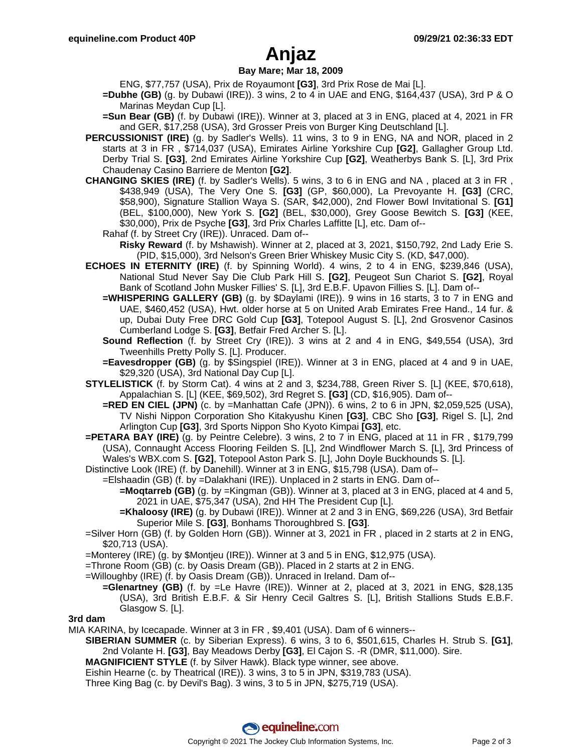# Anjaz

**Bay Mare; Mar 18, 2009**

ENG, $77,757 (USA), Prix de Royaumont **[G3]**, 3rd Prix Rose de Mai [L].

**=Dubhe (GB)** (g. by Dubawi (IRE)). 3 wins, 2 to 4 in UAE and ENG, $164,437 (USA), 3rd P & O Marinas Meydan Cup [L].

**=Sun Bear (GB)** (f. by Dubawi (IRE)). Winner at 3, placed at 3 in ENG, placed at 4, 2021 in FR and GER, $17,258 (USA), 3rd Grosser Preis von Burger King Deutschland [L].

**PERCUSSIONIST (IRE)** (g. by Sadler's Wells). 11 wins, 3 to 9 in ENG, NA and NOR, placed in 2 starts at 3 in FR , $714,037 (USA), Emirates Airline Yorkshire Cup **[G2]**, Gallagher Group Ltd. Derby Trial S. **[G3]**, 2nd Emirates Airline Yorkshire Cup **[G2]**, Weatherbys Bank S. [L], 3rd Prix Chaudenay Casino Barriere de Menton **[G2]**.

**CHANGING SKIES (IRE)** (f. by Sadler's Wells). 5 wins, 3 to 6 in ENG and NA , placed at 3 in FR , $438,949 (USA), The Very One S. **[G3]** (GP, $60,000), La Prevoyante H. **[G3]** (CRC, $58,900), Signature Stallion Waya S. (SAR, $42,000), 2nd Flower Bowl Invitational S. **[G1]** (BEL, $100,000), New York S. **[G2]** (BEL, $30,000), Grey Goose Bewitch S. **[G3]** (KEE, $30,000), Prix de Psyche **[G3]**, 3rd Prix Charles Laffitte [L], etc. Dam of--

Rahaf (f. by Street Cry (IRE)). Unraced. Dam of--

**Risky Reward** (f. by Mshawish). Winner at 2, placed at 3, 2021, $150,792, 2nd Lady Erie S. (PID, $15,000), 3rd Nelson's Green Brier Whiskey Music City S. (KD, $47,000).

**ECHOES IN ETERNITY (IRE)** (f. by Spinning World). 4 wins, 2 to 4 in ENG, $239,846 (USA), National Stud Never Say Die Club Park Hill S. **[G2]**, Peugeot Sun Chariot S. **[G2]**, Royal Bank of Scotland John Musker Fillies' S. [L], 3rd E.B.F. Upavon Fillies S. [L]. Dam of--

**=WHISPERING GALLERY (GB)** (g. by $Daylami (IRE)). 9 wins in 16 starts, 3 to 7 in ENG and UAE, $460,452 (USA), Hwt. older horse at 5 on United Arab Emirates Free Hand., 14 fur. & up, Dubai Duty Free DRC Gold Cup **[G3]**, Totepool August S. [L], 2nd Grosvenor Casinos Cumberland Lodge S. **[G3]**, Betfair Fred Archer S. [L].

**Sound Reflection** (f. by Street Cry (IRE)). 3 wins at 2 and 4 in ENG, $49,554 (USA), 3rd Tweenhills Pretty Polly S. [L]. Producer.

**=Eavesdropper (GB)** (g. by $Singspiel (IRE)). Winner at 3 in ENG, placed at 4 and 9 in UAE, $29,320 (USA), 3rd National Day Cup [L].

**STYLELISTICK** (f. by Storm Cat). 4 wins at 2 and 3, $234,788, Green River S. [L] (KEE, $70,618), Appalachian S. [L] (KEE, $69,502), 3rd Regret S. **[G3]** (CD, $16,905). Dam of--

**=RED EN CIEL (JPN)** (c. by =Manhattan Cafe (JPN)). 6 wins, 2 to 6 in JPN, $2,059,525 (USA), TV Nishi Nippon Corporation Sho Kitakyushu Kinen **[G3]**, CBC Sho **[G3]**, Rigel S. [L], 2nd Arlington Cup **[G3]**, 3rd Sports Nippon Sho Kyoto Kimpai **[G3]**, etc.

**=PETARA BAY (IRE)** (g. by Peintre Celebre). 3 wins, 2 to 7 in ENG, placed at 11 in FR , $179,799 (USA), Connaught Access Flooring Feilden S. [L], 2nd Windflower March S. [L], 3rd Princess of Wales's WBX.com S. **[G2]**, Totepool Aston Park S. [L], John Doyle Buckhounds S. [L].

Distinctive Look (IRE) (f. by Danehill). Winner at 3 in ENG, $15,798 (USA). Dam of--

=Elshaadin (GB) (f. by =Dalakhani (IRE)). Unplaced in 2 starts in ENG. Dam of--

**=Moqtarreb (GB)** (g. by =Kingman (GB)). Winner at 3, placed at 3 in ENG, placed at 4 and 5, 2021 in UAE, $75,347 (USA), 2nd HH The President Cup [L].

**=Khaloosy (IRE)** (g. by Dubawi (IRE)). Winner at 2 and 3 in ENG, $69,226 (USA), 3rd Betfair Superior Mile S. **[G3]**, Bonhams Thoroughbred S. **[G3]**.

=Silver Horn (GB) (f. by Golden Horn (GB)). Winner at 3, 2021 in FR , placed in 2 starts at 2 in ENG, $20,713 (USA).

=Monterey (IRE) (g. by $Montjeu (IRE)). Winner at 3 and 5 in ENG, $12,975 (USA).

=Throne Room (GB) (c. by Oasis Dream (GB)). Placed in 2 starts at 2 in ENG.

=Willoughby (IRE) (f. by Oasis Dream (GB)). Unraced in Ireland. Dam of--

**=Glenartney (GB)** (f. by =Le Havre (IRE)). Winner at 2, placed at 3, 2021 in ENG, $28,135 (USA), 3rd British E.B.F. & Sir Henry Cecil Galtres S. [L], British Stallions Studs E.B.F. Glasgow S. [L].

### 3rd dam

MIA KARINA, by Icecapade. Winner at 3 in FR , $9,401 (USA). Dam of 6 winners--

**SIBERIAN SUMMER** (c. by Siberian Express). 6 wins, 3 to 6, $501,615, Charles H. Strub S. **[G1]**, 2nd Volante H. **[G3]**, Bay Meadows Derby **[G3]**, El Cajon S. -R (DMR, $11,000). Sire.

**MAGNIFICIENT STYLE** (f. by Silver Hawk). Black type winner, see above.

Eishin Hearne (c. by Theatrical (IRE)). 3 wins, 3 to 5 in JPN, $319,783 (USA).

Three King Bag (c. by Devil's Bag). 3 wins, 3 to 5 in JPN, $275,719 (USA).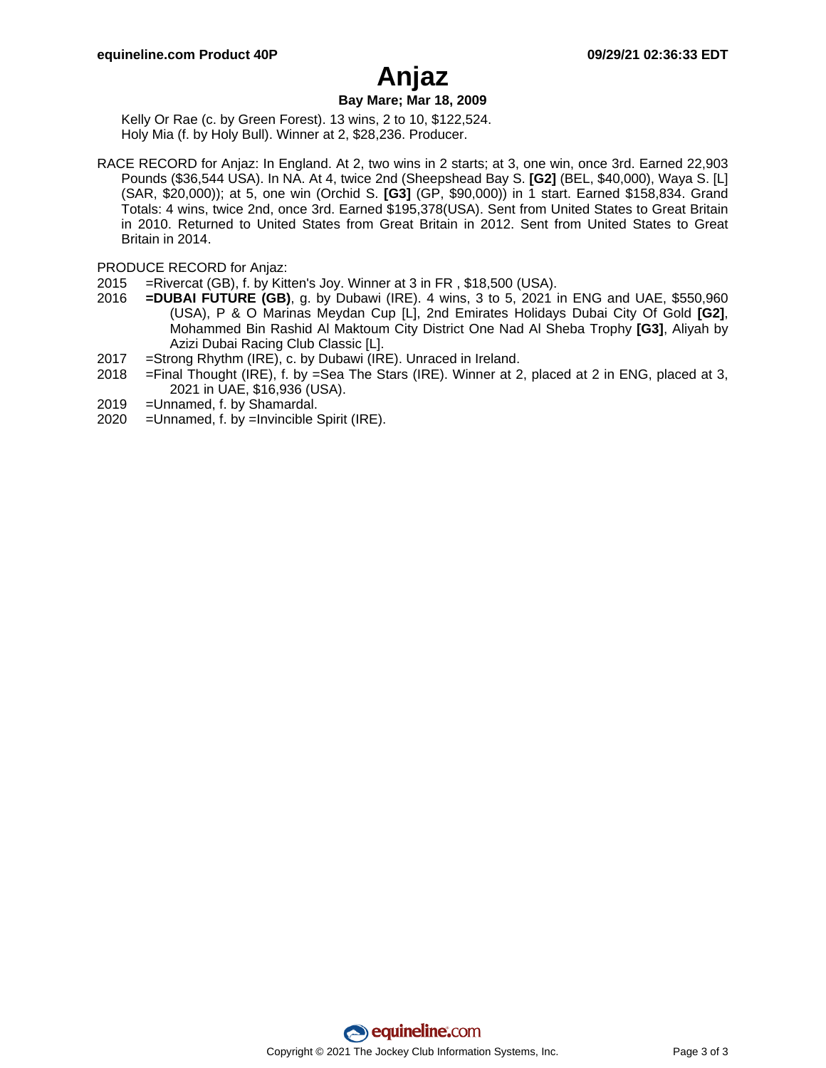# Anjaz

**Bay Mare; Mar 18, 2009**

Kelly Or Rae (c. by Green Forest). 13 wins, 2 to 10, $122,524.
Holy Mia (f. by Holy Bull). Winner at 2, $28,236. Producer.

RACE RECORD for Anjaz: In England. At 2, two wins in 2 starts; at 3, one win, once 3rd. Earned 22,903 Pounds ($36,544 USA). In NA. At 4, twice 2nd (Sheepshead Bay S. **[G2]** (BEL, $40,000), Waya S. [L] (SAR, $20,000)); at 5, one win (Orchid S. **[G3]** (GP, $90,000)) in 1 start. Earned $158,834. Grand Totals: 4 wins, twice 2nd, once 3rd. Earned $195,378(USA). Sent from United States to Great Britain in 2010. Returned to United States from Great Britain in 2012. Sent from United States to Great Britain in 2014.

PRODUCE RECORD for Anjaz:

2015 =Rivercat (GB), f. by Kitten's Joy. Winner at 3 in FR , $18,500 (USA).

2016 **=DUBAI FUTURE (GB)**, g. by Dubawi (IRE). 4 wins, 3 to 5, 2021 in ENG and UAE, $550,960 (USA), P & O Marinas Meydan Cup [L], 2nd Emirates Holidays Dubai City Of Gold **[G2]**, Mohammed Bin Rashid Al Maktoum City District One Nad Al Sheba Trophy **[G3]**, Aliyah by Azizi Dubai Racing Club Classic [L].

2017 =Strong Rhythm (IRE), c. by Dubawi (IRE). Unraced in Ireland.

2018 =Final Thought (IRE), f. by =Sea The Stars (IRE). Winner at 2, placed at 2 in ENG, placed at 3, 2021 in UAE, $16,936 (USA).

2019 =Unnamed, f. by Shamardal.

2020 =Unnamed, f. by =Invincible Spirit (IRE).

Copyright © 2021 The Jockey Club Information Systems, Inc.